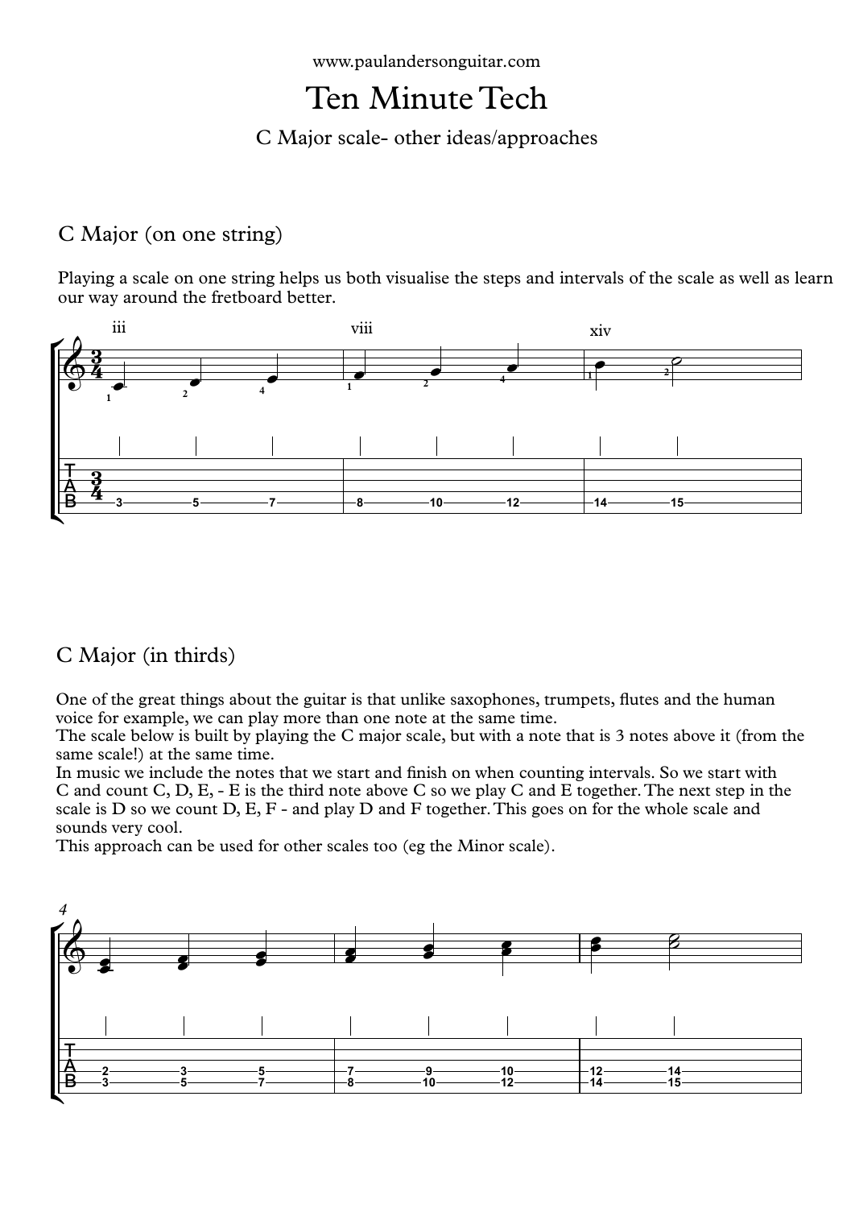www.paulandersonguitar.com

# Ten Minute Tech

## C Major scale- other ideas/approaches

### C Major (on one string)

Playing a scale on one string helps us both visualise the steps and intervals of the scale as well as learn our way around the fretboard better.

### C Major (in thirds)

One of the great things about the guitar is that unlike saxophones, trumpets, flutes and the human voice for example, we can play more than one note at the same time.
The scale below is built by playing the C major scale, but with a note that is 3 notes above it (from the same scale!) at the same time.
In music we include the notes that we start and finish on when counting intervals. So we start with C and count C, D, E, - E is the third note above C so we play C and E together. The next step in the scale is D so we count D, E, F - and play D and F together. This goes on for the whole scale and sounds very cool.
This approach can be used for other scales too (eg the Minor scale).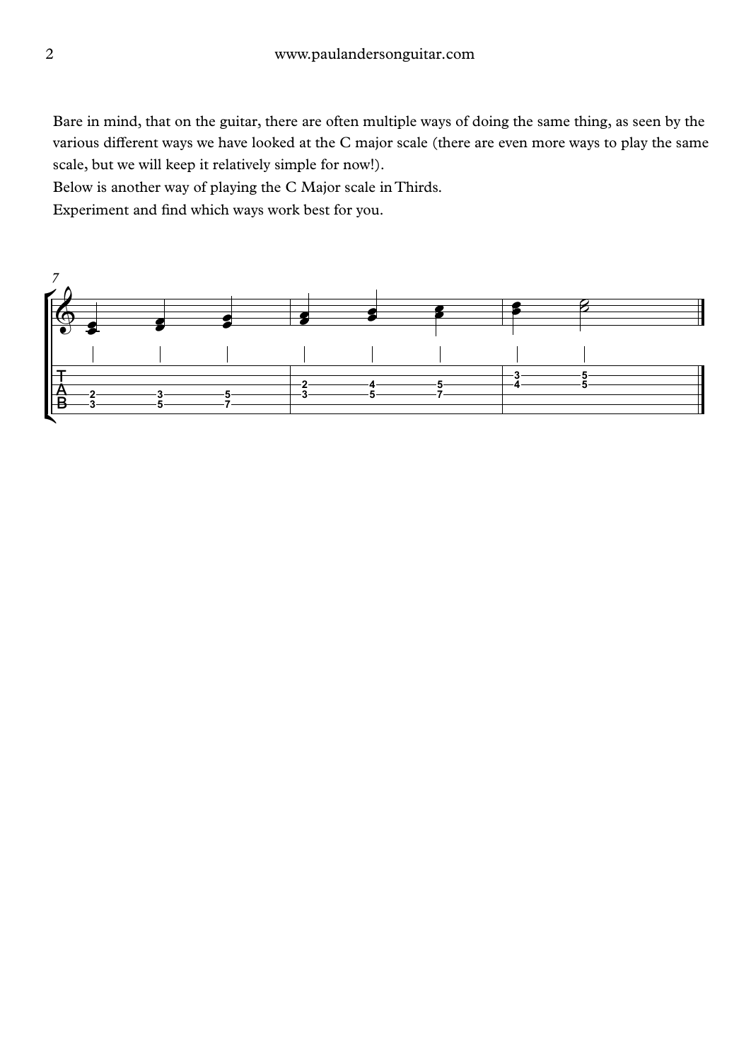Bare in mind, that on the guitar, there are often multiple ways of doing the same thing, as seen by the various different ways we have looked at the C major scale (there are even more ways to play the same scale, but we will keep it relatively simple for now!).

Below is another way of playing the C Major scale in Thirds.

Experiment and find which ways work best for you.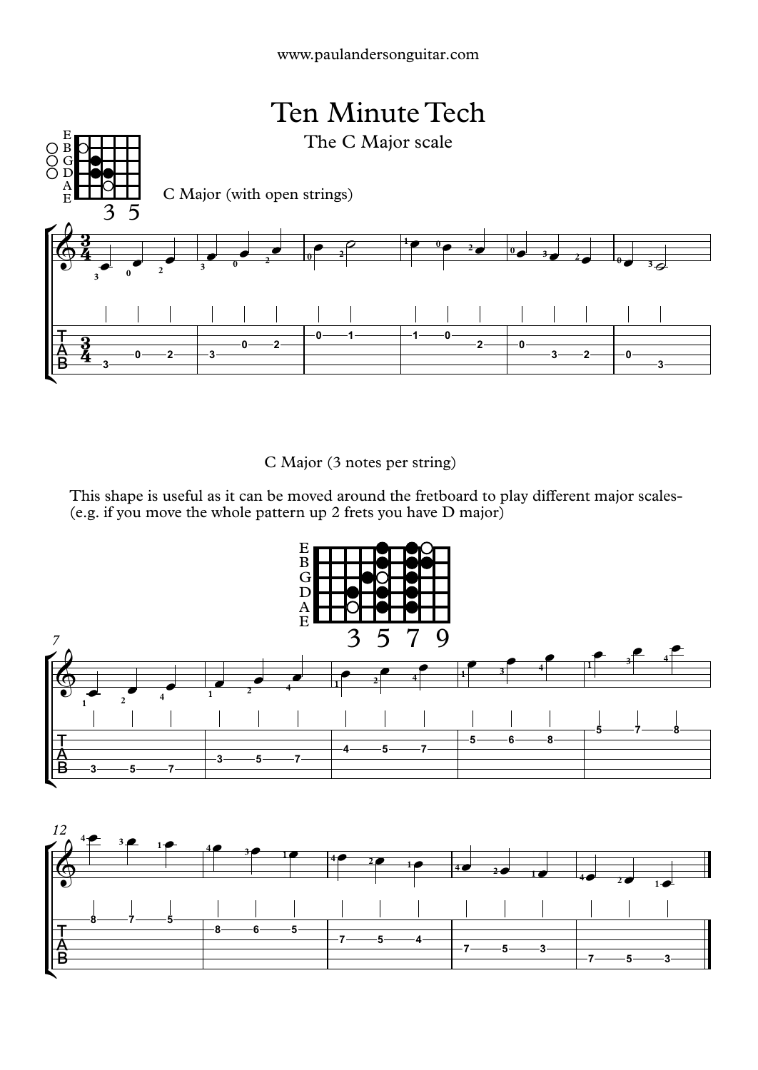# Ten Minute Tech

## The C Major scale

C Major (with open strings)

C Major (3 notes per string)

This shape is useful as it can be moved around the fretboard to play different major scales-
(e.g. if you move the whole pattern up 2 frets you have D major)